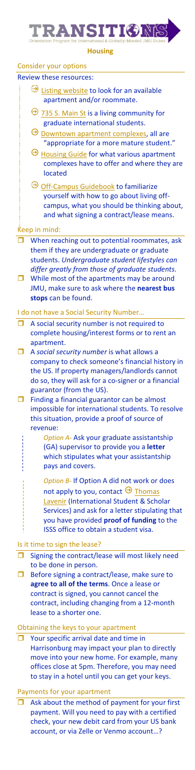# TRANSITIONS

Orientation Program for International & Globally-Minded JMU Dukes

## Housing

### Consider your options

Review these resources:

- Listing website to look for an available apartment and/or roommate.
- 735 S. Main St is a living community for graduate international students.
- Downtown apartment complexes, all are "appropriate for a more mature student."
- Housing Guide for what various apartment complexes have to offer and where they are located
- Off-Campus Guidebook to familiarize yourself with how to go about living off-campus, what you should be thinking about, and what signing a contract/lease means.

Keep in mind:

- When reaching out to potential roommates, ask them if they are undergraduate or graduate students. *Undergraduate student lifestyles can differ greatly from those of graduate students.*
- While most of the apartments may be around JMU, make sure to ask where the **nearest bus stops** can be found.

### I do not have a Social Security Number…

- A social security number is not required to complete housing/interest forms or to rent an apartment.
- A *social security number* is what allows a company to check someone's financial history in the US. If property managers/landlords cannot do so, they will ask for a co-signer or a financial guarantor (from the US).
- Finding a financial guarantor can be almost impossible for international students. To resolve this situation, provide a proof of source of revenue:

  *Option A-* Ask your graduate assistantship (GA) supervisor to provide you a **letter** which stipulates what your assistantship pays and covers.

  *Option B-* If Option A did not work or does not apply to you, contact Thomas Lavenir (International Student & Scholar Services) and ask for a letter stipulating that you have provided **proof of funding** to the ISSS office to obtain a student visa.

### Is it time to sign the lease?

- Signing the contract/lease will most likely need to be done in person.
- Before signing a contract/lease, make sure to **agree to all of the terms**. Once a lease or contract is signed, you cannot cancel the contract, including changing from a 12-month lease to a shorter one.

### Obtaining the keys to your apartment

- Your specific arrival date and time in Harrisonburg may impact your plan to directly move into your new home. For example, many offices close at 5pm. Therefore, you may need to stay in a hotel until you can get your keys.

### Payments for your apartment

- Ask about the method of payment for your first payment. Will you need to pay with a certified check, your new debit card from your US bank account, or via Zelle or Venmo account…?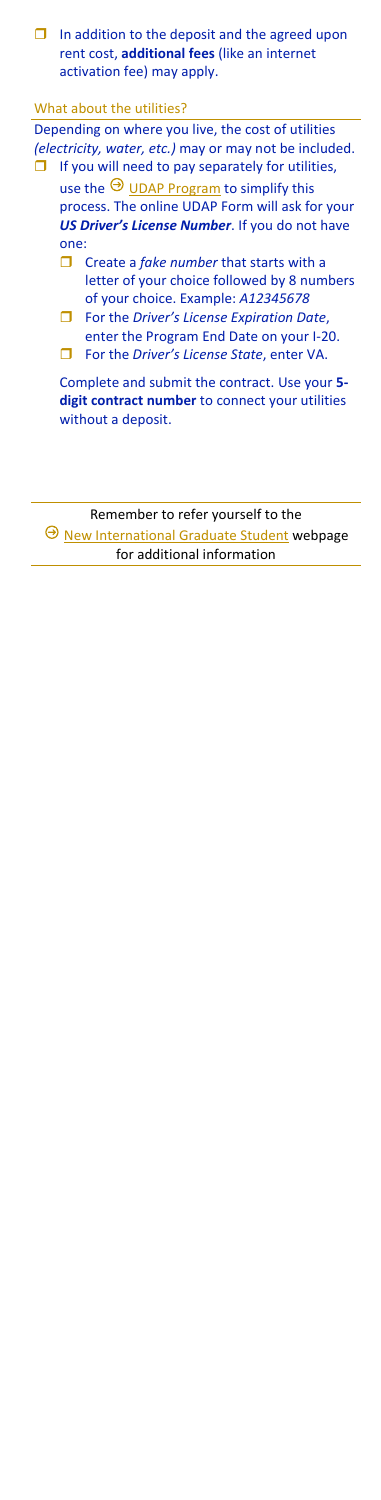- In addition to the deposit and the agreed upon rent cost, **additional fees** (like an internet activation fee) may apply.

### What about the utilities?

Depending on where you live, the cost of utilities *(electricity, water, etc.)* may or may not be included.

- If you will need to pay separately for utilities, use the ➔ [UDAP Program] to simplify this process. The online UDAP Form will ask for your ***US Driver's License Number***. If you do not have one:
  - Create a *fake number* that starts with a letter of your choice followed by 8 numbers of your choice. Example: *A12345678*
  - For the *Driver's License Expiration Date*, enter the Program End Date on your I-20.
  - For the *Driver's License State*, enter VA.

  Complete and submit the contract. Use your **5-digit contract number** to connect your utilities without a deposit.

---

Remember to refer yourself to the ➔ [New International Graduate Student] webpage for additional information